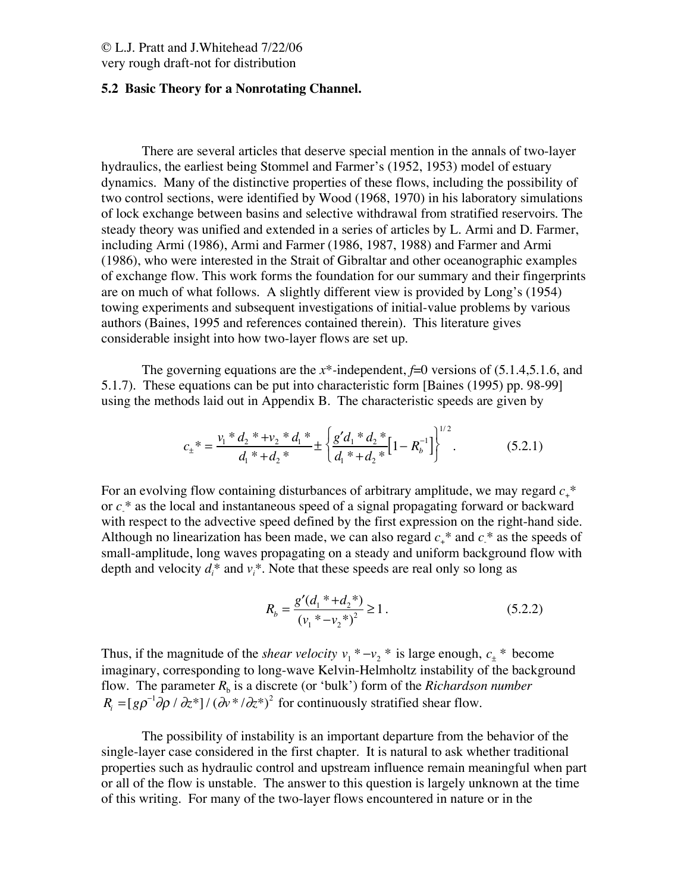© L.J. Pratt and J.Whitehead 7/22/06
very rough draft-not for distribution

### 5.2 Basic Theory for a Nonrotating Channel.

There are several articles that deserve special mention in the annals of two-layer hydraulics, the earliest being Stommel and Farmer's (1952, 1953) model of estuary dynamics. Many of the distinctive properties of these flows, including the possibility of two control sections, were identified by Wood (1968, 1970) in his laboratory simulations of lock exchange between basins and selective withdrawal from stratified reservoirs. The steady theory was unified and extended in a series of articles by L. Armi and D. Farmer, including Armi (1986), Armi and Farmer (1986, 1987, 1988) and Farmer and Armi (1986), who were interested in the Strait of Gibraltar and other oceanographic examples of exchange flow. This work forms the foundation for our summary and their fingerprints are on much of what follows. A slightly different view is provided by Long's (1954) towing experiments and subsequent investigations of initial-value problems by various authors (Baines, 1995 and references contained therein). This literature gives considerable insight into how two-layer flows are set up.

The governing equations are the $x^*$-independent, $f$=0 versions of (5.1.4,5.1.6, and 5.1.7). These equations can be put into characteristic form [Baines (1995) pp. 98-99] using the methods laid out in Appendix B. The characteristic speeds are given by

$$c_{\pm}^* = \frac{v_1^* d_2^* + v_2^* d_1^*}{d_1^* + d_2^*} \pm \left\{ \frac{g' d_1^* d_2^*}{d_1^* + d_2^*} \left[ 1 - R_b^{-1} \right] \right\}^{1/2}. \qquad (5.2.1)$$

For an evolving flow containing disturbances of arbitrary amplitude, we may regard $c_+^*$ or $c_-^*$ as the local and instantaneous speed of a signal propagating forward or backward with respect to the advective speed defined by the first expression on the right-hand side. Although no linearization has been made, we can also regard $c_+^*$ and $c_-^*$ as the speeds of small-amplitude, long waves propagating on a steady and uniform background flow with depth and velocity $d_i^*$ and $v_i^*$. Note that these speeds are real only so long as

$$R_b = \frac{g'(d_1^* + d_2^*)}{(v_1^* - v_2^*)^2} \geq 1\,. \qquad (5.2.2)$$

Thus, if the magnitude of the *shear velocity* $v_1^* - v_2^*$ is large enough, $c_{\pm}^*$ become imaginary, corresponding to long-wave Kelvin-Helmholtz instability of the background flow. The parameter $R_b$ is a discrete (or 'bulk') form of the *Richardson number* $R_i = [g\rho^{-1}\partial\rho / \partial z^*] / (\partial v^* / \partial z^*)^2$ for continuously stratified shear flow.

The possibility of instability is an important departure from the behavior of the single-layer case considered in the first chapter. It is natural to ask whether traditional properties such as hydraulic control and upstream influence remain meaningful when part or all of the flow is unstable. The answer to this question is largely unknown at the time of this writing. For many of the two-layer flows encountered in nature or in the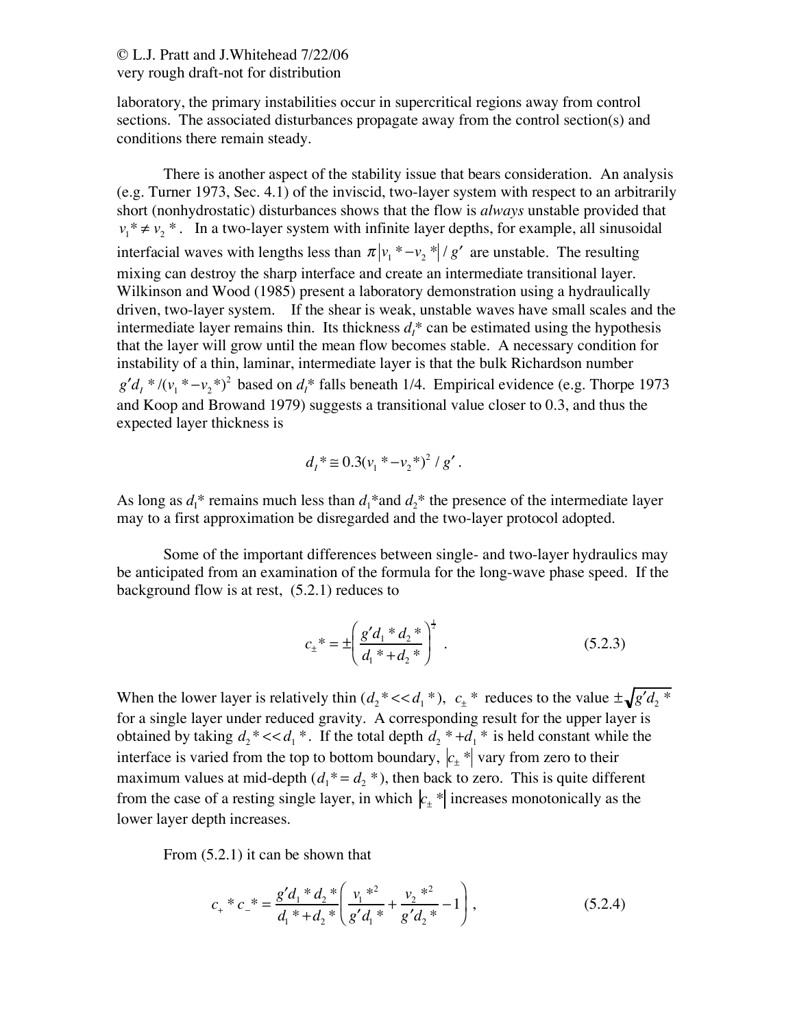laboratory, the primary instabilities occur in supercritical regions away from control sections. The associated disturbances propagate away from the control section(s) and conditions there remain steady.

There is another aspect of the stability issue that bears consideration. An analysis (e.g. Turner 1973, Sec. 4.1) of the inviscid, two-layer system with respect to an arbitrarily short (nonhydrostatic) disturbances shows that the flow is *always* unstable provided that $v_1{*} \neq v_2{*}$. In a two-layer system with infinite layer depths, for example, all sinusoidal interfacial waves with lengths less than $\pi|v_1{*}-v_2{*}|/g'$ are unstable. The resulting mixing can destroy the sharp interface and create an intermediate transitional layer. Wilkinson and Wood (1985) present a laboratory demonstration using a hydraulically driven, two-layer system. If the shear is weak, unstable waves have small scales and the intermediate layer remains thin. Its thickness $d_I{*}$ can be estimated using the hypothesis that the layer will grow until the mean flow becomes stable. A necessary condition for instability of a thin, laminar, intermediate layer is that the bulk Richardson number $g'd_I{*}/(v_1{*}-v_2{*})^2$ based on $d_I{*}$ falls beneath 1/4. Empirical evidence (e.g. Thorpe 1973 and Koop and Browand 1979) suggests a transitional value closer to 0.3, and thus the expected layer thickness is

$$d_I{*} \cong 0.3(v_1{*}-v_2{*})^2/g'.$$

As long as $d_I{*}$ remains much less than $d_1{*}$and $d_2{*}$ the presence of the intermediate layer may to a first approximation be disregarded and the two-layer protocol adopted.

Some of the important differences between single- and two-layer hydraulics may be anticipated from an examination of the formula for the long-wave phase speed. If the background flow is at rest, (5.2.1) reduces to

$$c_{\pm}{*} = \pm\left(\frac{g'd_1{*}d_2{*}}{d_1{*}+d_2{*}}\right)^{\frac{1}{2}} \quad . \tag{5.2.3}$$

When the lower layer is relatively thin ($d_2{*} << d_1{*}$), $c_{\pm}{*}$ reduces to the value $\pm\sqrt{g'd_2{*}}$ for a single layer under reduced gravity. A corresponding result for the upper layer is obtained by taking $d_2{*} << d_1{*}$. If the total depth $d_2{*}+d_1{*}$ is held constant while the interface is varied from the top to bottom boundary, $|c_{\pm}{*}|$ vary from zero to their maximum values at mid-depth ($d_1{*} = d_2{*}$), then back to zero. This is quite different from the case of a resting single layer, in which $|c_{\pm}{*}|$ increases monotonically as the lower layer depth increases.

From (5.2.1) it can be shown that

$$c_{+}{*}c_{-}{*} = \frac{g'd_1{*}d_2{*}}{d_1{*}+d_2{*}}\left(\frac{v_1{*}^2}{g'd_1{*}} + \frac{v_2{*}^2}{g'd_2{*}} - 1\right), \tag{5.2.4}$$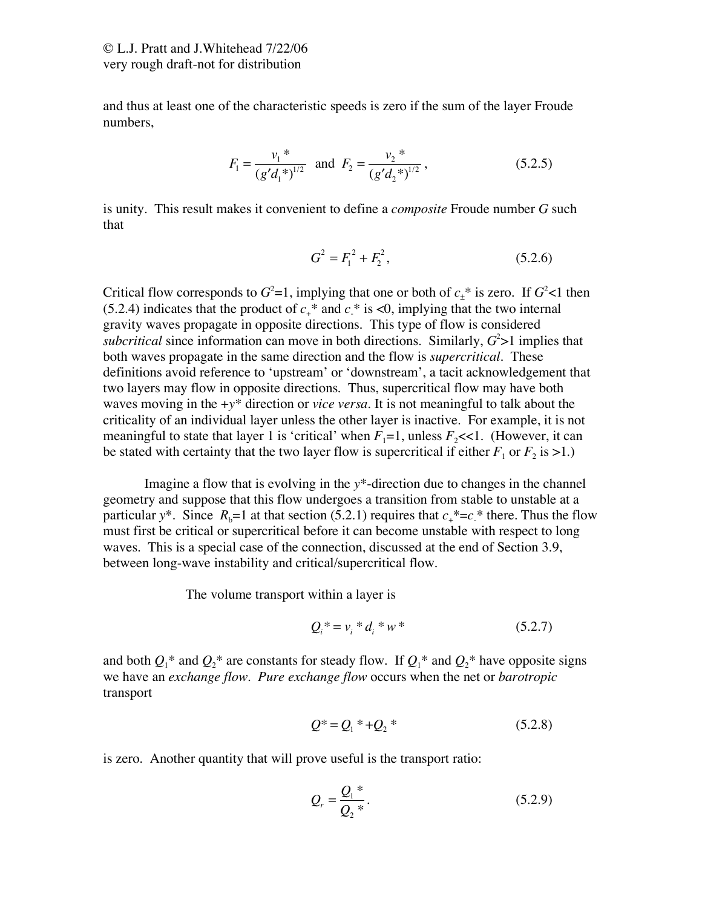and thus at least one of the characteristic speeds is zero if the sum of the layer Froude numbers,

$$F_1 = \frac{v_1 *}{(g' d_1 *)^{1/2}} \text{ and } F_2 = \frac{v_2 *}{(g' d_2 *)^{1/2}}, \qquad (5.2.5)$$

is unity. This result makes it convenient to define a *composite* Froude number $G$ such that

$$G^2 = F_1^2 + F_2^2, \qquad (5.2.6)$$

Critical flow corresponds to $G^2$=1, implying that one or both of $c_\pm*$ is zero. If $G^2$<1 then (5.2.4) indicates that the product of $c_+*$ and $c_-*$ is <0, implying that the two internal gravity waves propagate in opposite directions. This type of flow is considered *subcritical* since information can move in both directions. Similarly, $G^2$>1 implies that both waves propagate in the same direction and the flow is *supercritical*. These definitions avoid reference to 'upstream' or 'downstream', a tacit acknowledgement that two layers may flow in opposite directions. Thus, supercritical flow may have both waves moving in the $+y*$ direction or *vice versa*. It is not meaningful to talk about the criticality of an individual layer unless the other layer is inactive. For example, it is not meaningful to state that layer 1 is 'critical' when $F_1$=1, unless $F_2$<<1. (However, it can be stated with certainty that the two layer flow is supercritical if either $F_1$ or $F_2$ is >1.)

Imagine a flow that is evolving in the $y*$-direction due to changes in the channel geometry and suppose that this flow undergoes a transition from stable to unstable at a particular $y*$. Since $R_b$=1 at that section (5.2.1) requires that $c_+*=c_-*$ there. Thus the flow must first be critical or supercritical before it can become unstable with respect to long waves. This is a special case of the connection, discussed at the end of Section 3.9, between long-wave instability and critical/supercritical flow.

The volume transport within a layer is

$$Q_i* = v_i * d_i * w * \qquad (5.2.7)$$

and both $Q_1*$ and $Q_2*$ are constants for steady flow. If $Q_1*$ and $Q_2*$ have opposite signs we have an *exchange flow*. *Pure exchange flow* occurs when the net or *barotropic* transport

$$Q* = Q_1 * + Q_2 * \qquad (5.2.8)$$

is zero. Another quantity that will prove useful is the transport ratio:

$$Q_r = \frac{Q_1 *}{Q_2 *}. \qquad (5.2.9)$$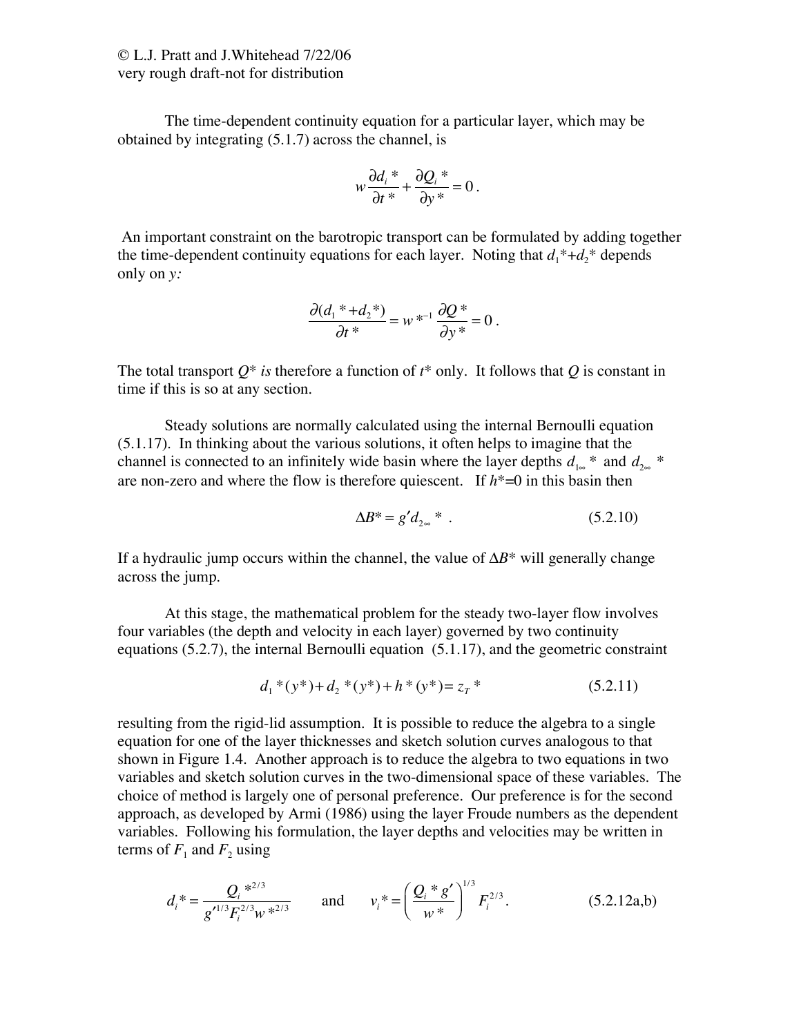© L.J. Pratt and J.Whitehead 7/22/06
very rough draft-not for distribution

The time-dependent continuity equation for a particular layer, which may be obtained by integrating (5.1.7) across the channel, is

$$w\frac{\partial d_i*}{\partial t*}+\frac{\partial Q_i*}{\partial y*}=0\,.$$

An important constraint on the barotropic transport can be formulated by adding together the time-dependent continuity equations for each layer. Noting that $d_1*+d_2*$ depends only on $y$:

$$\frac{\partial(d_1*+d_2*)}{\partial t*}=w*^{-1}\frac{\partial Q*}{\partial y*}=0\,.$$

The total transport $Q*$ *is* therefore a function of $t*$ only. It follows that $Q$ is constant in time if this is so at any section.

Steady solutions are normally calculated using the internal Bernoulli equation (5.1.17). In thinking about the various solutions, it often helps to imagine that the channel is connected to an infinitely wide basin where the layer depths $d_{1\infty}*$ and $d_{2\infty}*$ are non-zero and where the flow is therefore quiescent. If $h*=0$ in this basin then

$$\Delta B* = g' d_{2\infty}*\,. \qquad (5.2.10)$$

If a hydraulic jump occurs within the channel, the value of $\Delta B*$ will generally change across the jump.

At this stage, the mathematical problem for the steady two-layer flow involves four variables (the depth and velocity in each layer) governed by two continuity equations (5.2.7), the internal Bernoulli equation (5.1.17), and the geometric constraint

$$d_1*(y*)+d_2*(y*)+h*(y*)=z_T* \qquad (5.2.11)$$

resulting from the rigid-lid assumption. It is possible to reduce the algebra to a single equation for one of the layer thicknesses and sketch solution curves analogous to that shown in Figure 1.4. Another approach is to reduce the algebra to two equations in two variables and sketch solution curves in the two-dimensional space of these variables. The choice of method is largely one of personal preference. Our preference is for the second approach, as developed by Armi (1986) using the layer Froude numbers as the dependent variables. Following his formulation, the layer depths and velocities may be written in terms of $F_1$ and $F_2$ using

$$d_i*=\frac{Q_i*^{2/3}}{g'^{1/3}F_i^{2/3}w*^{2/3}} \qquad \text{and} \qquad v_i*=\left(\frac{Q_i*g'}{w*}\right)^{1/3}F_i^{2/3}. \qquad (5.2.12\text{a,b})$$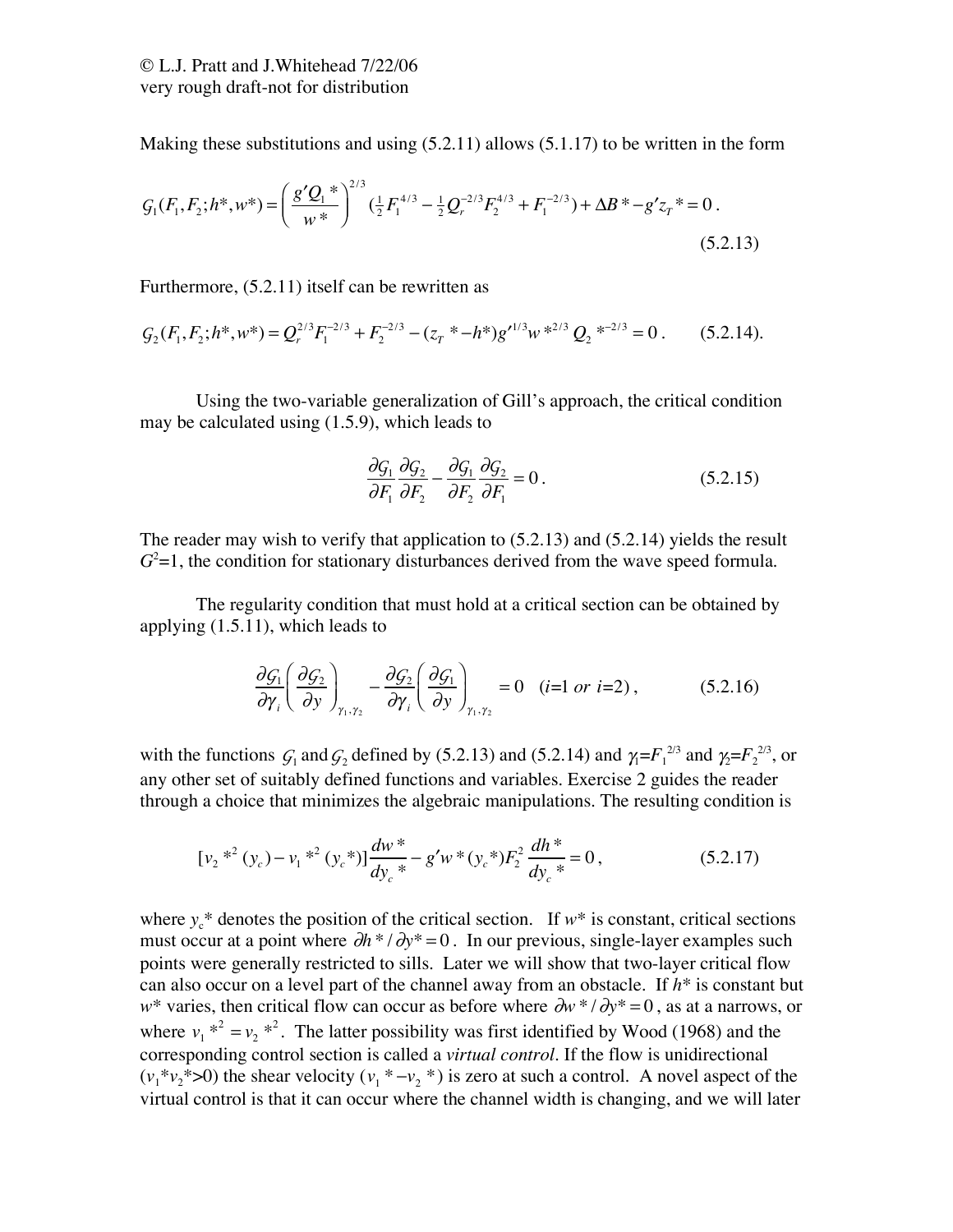Making these substitutions and using (5.2.11) allows (5.1.17) to be written in the form

$$\mathcal{G}_1(F_1, F_2; h^*, w^*) = \left(\frac{g' Q_1{}^*}{w^*}\right)^{2/3} \left(\tfrac{1}{2}F_1^{4/3} - \tfrac{1}{2}Q_r^{-2/3}F_2^{4/3} + F_1^{-2/3}\right) + \Delta B^* - g' z_T{}^* = 0\,. \tag{5.2.13}$$

Furthermore, (5.2.11) itself can be rewritten as

$$\mathcal{G}_2(F_1, F_2; h^*, w^*) = Q_r^{2/3}F_1^{-2/3} + F_2^{-2/3} - (z_T{}^* - h^*)g'^{1/3}w^{*2/3}\,Q_2{}^{*-2/3} = 0\,. \tag{5.2.14}$$

Using the two-variable generalization of Gill's approach, the critical condition may be calculated using (1.5.9), which leads to

$$\frac{\partial \mathcal{G}_1}{\partial F_1}\frac{\partial \mathcal{G}_2}{\partial F_2} - \frac{\partial \mathcal{G}_1}{\partial F_2}\frac{\partial \mathcal{G}_2}{\partial F_1} = 0\,. \tag{5.2.15}$$

The reader may wish to verify that application to (5.2.13) and (5.2.14) yields the result $G^2$=1, the condition for stationary disturbances derived from the wave speed formula.

The regularity condition that must hold at a critical section can be obtained by applying (1.5.11), which leads to

$$\frac{\partial \mathcal{G}_1}{\partial \gamma_i}\left(\frac{\partial \mathcal{G}_2}{\partial y}\right)_{\gamma_1,\gamma_2} - \frac{\partial \mathcal{G}_2}{\partial \gamma_i}\left(\frac{\partial \mathcal{G}_1}{\partial y}\right)_{\gamma_1,\gamma_2} = 0 \quad (i\text{=1 } or\ i\text{=2})\,, \tag{5.2.16}$$

with the functions $\mathcal{G}_1$ and $\mathcal{G}_2$ defined by (5.2.13) and (5.2.14) and $\gamma_1$=$F_1^{2/3}$ and $\gamma_2$=$F_2^{2/3}$, or any other set of suitably defined functions and variables. Exercise 2 guides the reader through a choice that minimizes the algebraic manipulations. The resulting condition is

$$[v_2{}^{*2}(y_c) - v_1{}^{*2}(y_c{}^*)]\frac{dw^*}{dy_c{}^*} - g' w^*(y_c{}^*)F_2^2\,\frac{dh^*}{dy_c{}^*} = 0\,, \tag{5.2.17}$$

where $y_c{}^*$ denotes the position of the critical section. If $w^*$ is constant, critical sections must occur at a point where $\partial h^*/\partial y^* = 0$. In our previous, single-layer examples such points were generally restricted to sills. Later we will show that two-layer critical flow can also occur on a level part of the channel away from an obstacle. If $h^*$ is constant but $w^*$ varies, then critical flow can occur as before where $\partial w^*/\partial y^* = 0$, as at a narrows, or where $v_1{}^{*2} = v_2{}^{*2}$. The latter possibility was first identified by Wood (1968) and the corresponding control section is called a *virtual control*. If the flow is unidirectional ($v_1{}^*v_2{}^*$>0) the shear velocity ($v_1{}^* - v_2{}^*$) is zero at such a control. A novel aspect of the virtual control is that it can occur where the channel width is changing, and we will later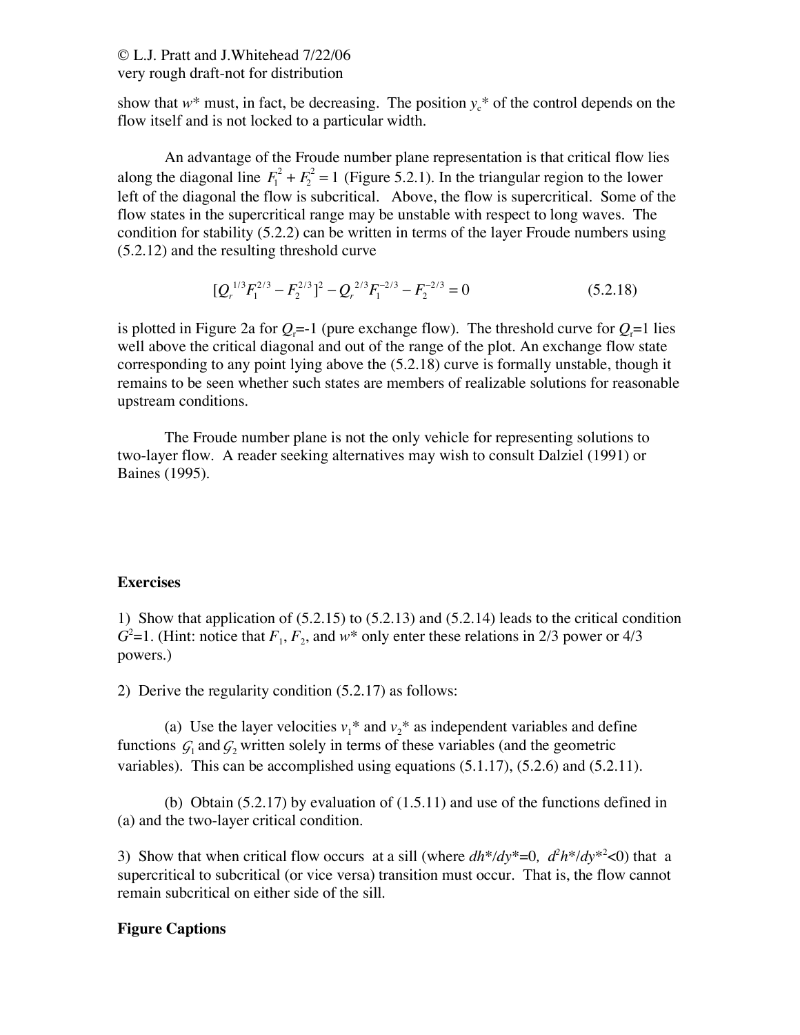show that $w^*$ must, in fact, be decreasing. The position $y_c^*$ of the control depends on the flow itself and is not locked to a particular width.

An advantage of the Froude number plane representation is that critical flow lies along the diagonal line $F_1^2 + F_2^2 = 1$ (Figure 5.2.1). In the triangular region to the lower left of the diagonal the flow is subcritical. Above, the flow is supercritical. Some of the flow states in the supercritical range may be unstable with respect to long waves. The condition for stability (5.2.2) can be written in terms of the layer Froude numbers using (5.2.12) and the resulting threshold curve

$$[Q_r^{1/3} F_1^{2/3} - F_2^{2/3}]^2 - Q_r^{2/3} F_1^{-2/3} - F_2^{-2/3} = 0 \qquad (5.2.18)$$

is plotted in Figure 2a for $Q_r$=-1 (pure exchange flow). The threshold curve for $Q_r$=1 lies well above the critical diagonal and out of the range of the plot. An exchange flow state corresponding to any point lying above the (5.2.18) curve is formally unstable, though it remains to be seen whether such states are members of realizable solutions for reasonable upstream conditions.

The Froude number plane is not the only vehicle for representing solutions to two-layer flow. A reader seeking alternatives may wish to consult Dalziel (1991) or Baines (1995).

## Exercises

1) Show that application of (5.2.15) to (5.2.13) and (5.2.14) leads to the critical condition $G^2$=1. (Hint: notice that $F_1$, $F_2$, and $w^*$ only enter these relations in 2/3 power or 4/3 powers.)

2) Derive the regularity condition (5.2.17) as follows:

(a) Use the layer velocities $v_1^*$ and $v_2^*$ as independent variables and define functions $\mathcal{G}_1$ and $\mathcal{G}_2$ written solely in terms of these variables (and the geometric variables). This can be accomplished using equations (5.1.17), (5.2.6) and (5.2.11).

(b) Obtain (5.2.17) by evaluation of (1.5.11) and use of the functions defined in (a) and the two-layer critical condition.

3) Show that when critical flow occurs at a sill (where $dh^*/dy^*=0$, $d^2h^*/dy^{*2}<0$) that a supercritical to subcritical (or vice versa) transition must occur. That is, the flow cannot remain subcritical on either side of the sill.

## Figure Captions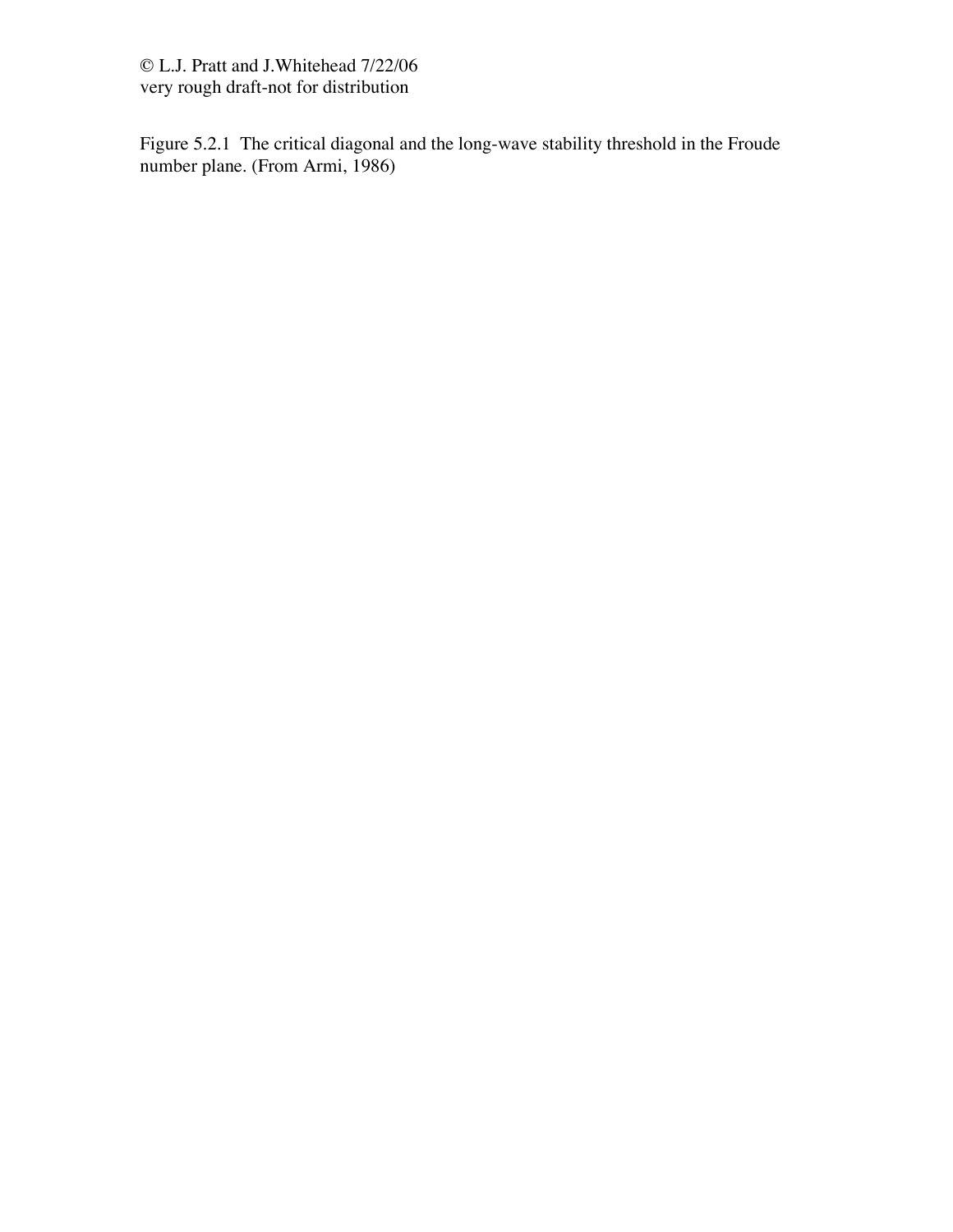© L.J. Pratt and J.Whitehead 7/22/06
very rough draft-not for distribution

Figure 5.2.1 The critical diagonal and the long-wave stability threshold in the Froude number plane. (From Armi, 1986)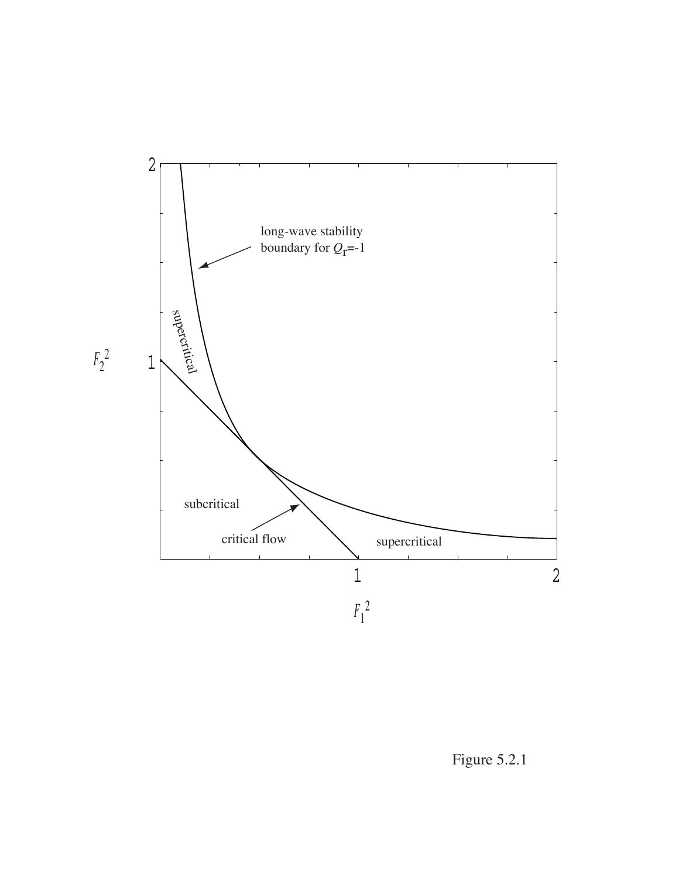2

1

$F_2^2$

long-wave stability boundary for $Q_r$=-1

supercritical

subcritical

critical flow

supercritical

1

2

$F_1^2$

Figure 5.2.1